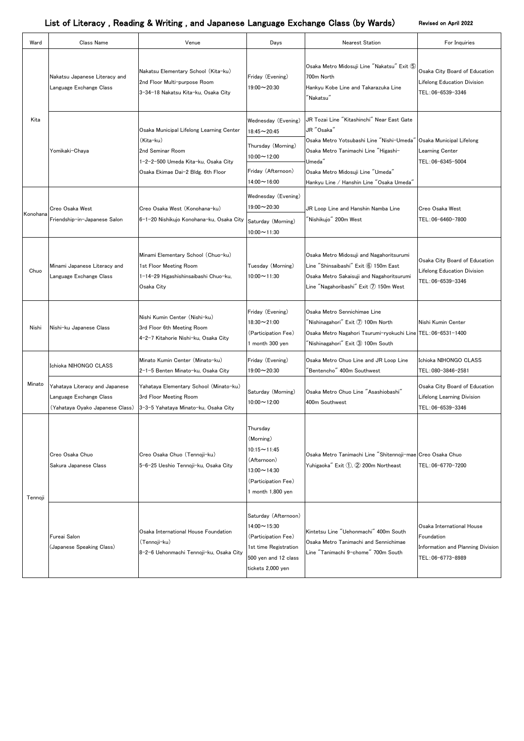# List of Literacy , Reading & Writing , and Japanese Language Exchange Class (by Wards)

Revised on April 2022

| Ward | Class Name | Venue | Days | Nearest Station | For Inquiries |
|---|---|---|---|---|---|
| Kita | Nakatsu Japanese Literacy and Language Exchange Class | Nakatsu Elementary School (Kita-ku) 2nd Floor Multi-purpose Room 3-34-18 Nakatsu Kita-ku, Osaka City | Friday (Evening) 19:00～20:30 | Osaka Metro Midosuji Line "Nakatsu" Exit ⑤ 700m North Hankyu Kobe Line and Takarazuka Line "Nakatsu" | Osaka City Board of Education Lifelong Education Division TEL:06-6539-3346 |
| | Yomikaki-Chaya | Osaka Municipal Lifelong Learning Center (Kita-ku) 2nd Seminar Room 1-2-2-500 Umeda Kita-ku, Osaka City Osaka Ekimae Dai-2 Bldg. 6th Floor | Wednesday (Evening) 18:45～20:45 Thursday (Morning) 10:00～12:00 Friday (Afternoon) 14:00～16:00 | JR Tozai Line "Kitashinchi" Near East Gate JR "Osaka" Osaka Metro Yotsubashi Line "Nishi-Umeda" Osaka Metro Tanimachi Line "Higashi-Umeda" Osaka Metro Midosuji Line "Umeda" Hankyu Line / Hanshin Line "Osaka Umeda" | Osaka Municipal Lifelong Learning Center TEL:06-6345-5004 |
| Konohana | Creo Osaka West Friendship-in-Japanese Salon | Creo Osaka West (Konohana-ku) 6-1-20 Nishikujo Konohana-ku, Osaka City | Wednesday (Evening) 19:00～20:30 Saturday (Morning) 10:00～11:30 | JR Loop Line and Hanshin Namba Line "Nishikujo" 200m West | Creo Osaka West TEL:06-6460-7800 |
| Chuo | Minami Japanese Literacy and Language Exchange Class | Minami Elementary School (Chuo-ku) 1st Floor Meeting Room 1-14-29 Higashishinsaibashi Chuo-ku, Osaka City | Tuesday (Morning) 10:00～11:30 | Osaka Metro Midosuji and Nagahoritsurumi Line "Shinsaibashi" Exit ⑥ 150m East Osaka Metro Sakaisuji and Nagahoritsurumi Line "Nagahoribashi" Exit ⑦ 150m West | Osaka City Board of Education Lifelong Education Division TEL:06-6539-3346 |
| Nishi | Nishi-ku Japanese Class | Nishi Kumin Center (Nishi-ku) 3rd Floor 6th Meeting Room 4-2-7 Kitahorie Nishi-ku, Osaka City | Friday (Evening) 18:30～21:00 (Participation Fee) 1 month 300 yen | Osaka Metro Sennichimae Line "Nishinagahori" Exit ⑦ 100m North Osaka Metro Nagahori Tsurumi-ryokuchi Line "Nishinagahori" Exit ③ 100m South | Nishi Kumin Center TEL:06-6531-1400 |
| Minato | Ichioka NIHONGO CLASS | Minato Kumin Center (Minato-ku) 2-1-5 Benten Minato-ku, Osaka City | Friday (Evening) 19:00～20:30 | Osaka Metro Chuo Line and JR Loop Line "Bentencho" 400m Southwest | Ichioka NIHONGO CLASS TEL:080-3846-2581 |
| | Yahataya Literacy and Japanese Language Exchange Class (Yahataya Oyako Japanese Class) | Yahataya Elementary School (Minato-ku) 3rd Floor Meeting Room 3-3-5 Yahataya Minato-ku, Osaka City | Saturday (Morning) 10:00～12:00 | Osaka Metro Chuo Line "Asashiobashi" 400m Southwest | Osaka City Board of Education Lifelong Learning Division TEL:06-6539-3346 |
| Tennoji | Creo Osaka Chuo Sakura Japanese Class | Creo Osaka Chuo (Tennoji-ku) 5-6-25 Ueshio Tennoji-ku, Osaka City | Thursday (Morning) 10:15～11:45 (Afternoon) 13:00～14:30 (Participation Fee) 1 month 1,800 yen | Osaka Metro Tanimachi Line "Shitennoji-mae Yuhigaoka" Exit ①, ② 200m Northeast | Creo Osaka Chuo TEL:06-6770-7200 |
| | Fureai Salon (Japanese Speaking Class) | Osaka International House Foundation (Tennoji-ku) 8-2-6 Uehonmachi Tennoji-ku, Osaka City | Saturday (Afternoon) 14:00～15:30 (Participation Fee) 1st time Registration 500 yen and 12 class tickets 2,000 yen | Kintetsu Line "Uehonmachi" 400m South Osaka Metro Tanimachi and Sennichimae Line "Tanimachi 9-chome" 700m South | Osaka International House Foundation Information and Planning Division TEL:06-6773-8989 |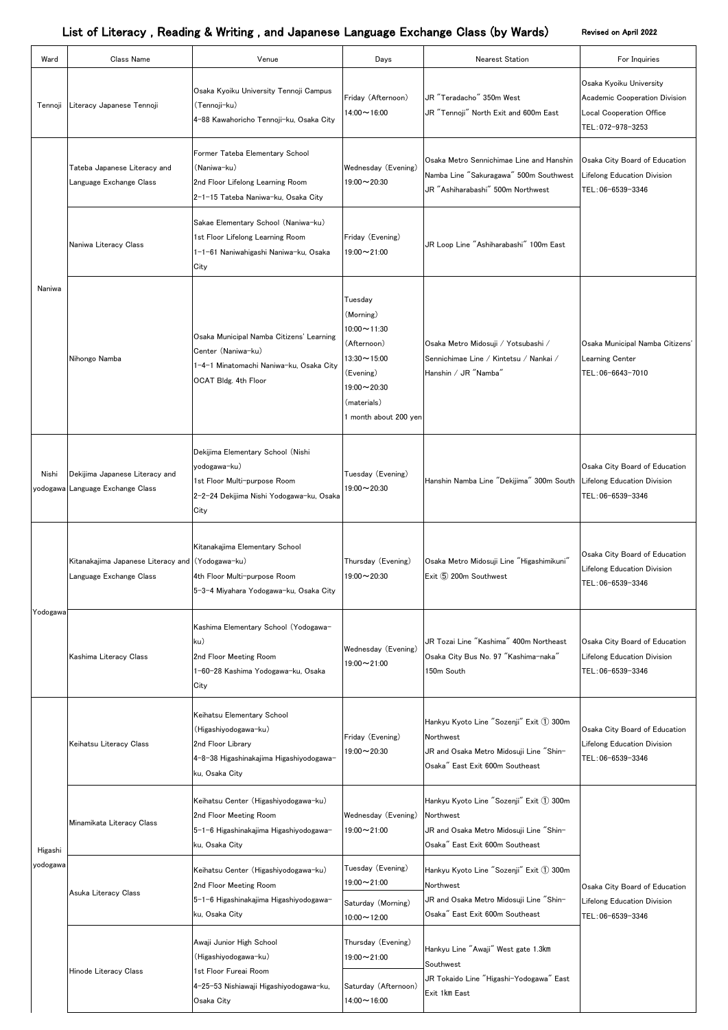# List of Literacy , Reading & Writing , and Japanese Language Exchange Class (by Wards)

Revised on April 2022

| Ward | Class Name | Venue | Days | Nearest Station | For Inquiries |
|---|---|---|---|---|---|
| Tennoji | Literacy Japanese Tennoji | Osaka Kyoiku University Tennoji Campus (Tennoji-ku)<br>4-88 Kawahoricho Tennoji-ku, Osaka City | Friday (Afternoon)<br>14:00～16:00 | JR "Teradacho" 350m West<br>JR "Tennoji" North Exit and 600m East | Osaka Kyoiku University<br>Academic Cooperation Division<br>Local Cooperation Office<br>TEL：072-978-3253 |
| Naniwa | Tateba Japanese Literacy and Language Exchange Class | Former Tateba Elementary School (Naniwa-ku)<br>2nd Floor Lifelong Learning Room<br>2-1-15 Tateba Naniwa-ku, Osaka City | Wednesday (Evening)<br>19:00～20:30 | Osaka Metro Sennichimae Line and Hanshin Namba Line "Sakuragawa" 500m Southwest<br>JR "Ashiharabashi" 500m Northwest | Osaka City Board of Education<br>Lifelong Education Division<br>TEL：06-6539-3346 |
| Naniwa | Naniwa Literacy Class | Sakae Elementary School (Naniwa-ku)<br>1st Floor Lifelong Learning Room<br>1-1-61 Naniwahigashi Naniwa-ku, Osaka City | Friday (Evening)<br>19:00～21:00 | JR Loop Line "Ashiharabashi" 100m East | Osaka City Board of Education<br>Lifelong Education Division<br>TEL：06-6539-3346 |
| Naniwa | Nihongo Namba | Osaka Municipal Namba Citizens' Learning Center (Naniwa-ku)<br>1-4-1 Minatomachi Naniwa-ku, Osaka City<br>OCAT Bldg. 4th Floor | Tuesday<br>(Morning)<br>10:00～11:30<br>(Afternoon)<br>13:30～15:00<br>(Evening)<br>19:00～20:30<br>(materials)<br>1 month about 200 yen | Osaka Metro Midosuji / Yotsubashi / Sennichimae Line / Kintetsu / Nankai / Hanshin / JR "Namba" | Osaka Municipal Namba Citizens' Learning Center<br>TEL：06-6643-7010 |
| Nishi yodogawa | Dekijima Japanese Literacy and Language Exchange Class | Dekijima Elementary School (Nishi yodogawa-ku)<br>1st Floor Multi-purpose Room<br>2-2-24 Dekijima Nishi Yodogawa-ku, Osaka City | Tuesday (Evening)<br>19:00～20:30 | Hanshin Namba Line "Dekijima" 300m South | Osaka City Board of Education<br>Lifelong Education Division<br>TEL：06-6539-3346 |
| Yodogawa | Kitanakajima Japanese Literacy and Language Exchange Class | Kitanakajima Elementary School (Yodogawa-ku)<br>4th Floor Multi-purpose Room<br>5-3-4 Miyahara Yodogawa-ku, Osaka City | Thursday (Evening)<br>19:00～20:30 | Osaka Metro Midosuji Line "Higashimikuni" Exit ⑤ 200m Southwest | Osaka City Board of Education<br>Lifelong Education Division<br>TEL：06-6539-3346 |
| Yodogawa | Kashima Literacy Class | Kashima Elementary School (Yodogawa-ku)<br>2nd Floor Meeting Room<br>1-60-28 Kashima Yodogawa-ku, Osaka City | Wednesday (Evening)<br>19:00～21:00 | JR Tozai Line "Kashima" 400m Northeast<br>Osaka City Bus No. 97 "Kashima-naka" 150m South | Osaka City Board of Education<br>Lifelong Education Division<br>TEL：06-6539-3346 |
| Higashi yodogawa | Keihatsu Literacy Class | Keihatsu Elementary School (Higashiyodogawa-ku)<br>2nd Floor Library<br>4-8-38 Higashinakajima Higashiyodogawa-ku, Osaka City | Friday (Evening)<br>19:00～20:30 | Hankyu Kyoto Line "Sozenji" Exit ① 300m Northwest<br>JR and Osaka Metro Midosuji Line "Shin-Osaka" East Exit 600m Southeast | Osaka City Board of Education<br>Lifelong Education Division<br>TEL：06-6539-3346 |
| Higashi yodogawa | Minamikata Literacy Class | Keihatsu Center (Higashiyodogawa-ku)<br>2nd Floor Meeting Room<br>5-1-6 Higashinakajima Higashiyodogawa-ku, Osaka City | Wednesday (Evening)<br>19:00～21:00 | Hankyu Kyoto Line "Sozenji" Exit ① 300m Northwest<br>JR and Osaka Metro Midosuji Line "Shin-Osaka" East Exit 600m Southeast | Osaka City Board of Education<br>Lifelong Education Division<br>TEL：06-6539-3346 |
| Higashi yodogawa | Asuka Literacy Class | Keihatsu Center (Higashiyodogawa-ku)<br>2nd Floor Meeting Room<br>5-1-6 Higashinakajima Higashiyodogawa-ku, Osaka City | Tuesday (Evening)<br>19:00～21:00<br>Saturday (Morning)<br>10:00～12:00 | Hankyu Kyoto Line "Sozenji" Exit ① 300m Northwest<br>JR and Osaka Metro Midosuji Line "Shin-Osaka" East Exit 600m Southeast | Osaka City Board of Education<br>Lifelong Education Division<br>TEL：06-6539-3346 |
| Higashi yodogawa | Hinode Literacy Class | Awaji Junior High School (Higashiyodogawa-ku)<br>1st Floor Fureai Room<br>4-25-53 Nishiawaji Higashiyodogawa-ku, Osaka City | Thursday (Evening)<br>19:00～21:00<br>Saturday (Afternoon)<br>14:00～16:00 | Hankyu Line "Awaji" West gate 1.3㎞ Southwest<br>JR Tokaido Line "Higashi-Yodogawa" East Exit 1㎞ East | Osaka City Board of Education<br>Lifelong Education Division<br>TEL：06-6539-3346 |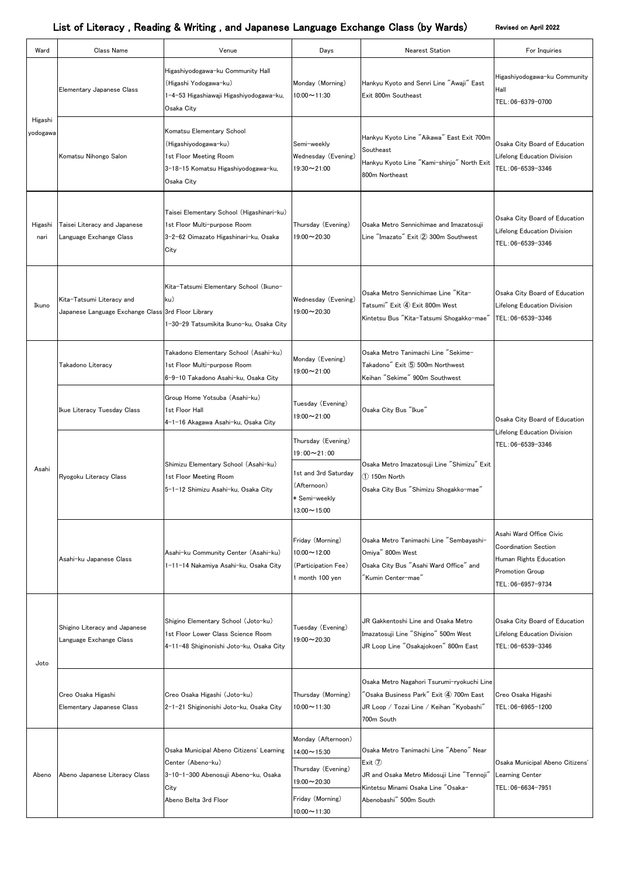# List of Literacy , Reading & Writing , and Japanese Language Exchange Class (by Wards)

Revised on April 2022

| Ward | Class Name | Venue | Days | Nearest Station | For Inquiries |
|---|---|---|---|---|---|
| Higashi yodogawa | Elementary Japanese Class | Higashiyodogawa-ku Community Hall (Higashi Yodogawa-ku) 1-4-53 Higashiawaji Higashiyodogawa-ku, Osaka City | Monday (Morning) 10:00～11:30 | Hankyu Kyoto and Senri Line "Awaji" East Exit 800m Southeast | Higashiyodogawa-ku Community Hall TEL:06-6379-0700 |
| | Komatsu Nihongo Salon | Komatsu Elementary School (Higashiyodogawa-ku) 1st Floor Meeting Room 3-18-15 Komatsu Higashiyodogawa-ku, Osaka City | Semi-weekly Wednesday (Evening) 19:30～21:00 | Hankyu Kyoto Line "Aikawa" East Exit 700m Southeast Hankyu Kyoto Line "Kami-shinjo" North Exit 800m Northeast | Osaka City Board of Education Lifelong Education Division TEL:06-6539-3346 |
| Higashi nari | Taisei Literacy and Japanese Language Exchange Class | Taisei Elementary School (Higashinari-ku) 1st Floor Multi-purpose Room 3-2-62 Oimazato Higashinari-ku, Osaka City | Thursday (Evening) 19:00～20:30 | Osaka Metro Sennichimae and Imazatosuji Line "Imazato" Exit ② 300m Southwest | Osaka City Board of Education Lifelong Education Division TEL:06-6539-3346 |
| Ikuno | Kita-Tatsumi Literacy and Japanese Language Exchange Class | Kita-Tatsumi Elementary School (Ikuno-ku) 3rd Floor Library 1-30-29 Tatsumikita Ikuno-ku, Osaka City | Wednesday (Evening) 19:00～20:30 | Osaka Metro Sennichimae Line "Kita-Tatsumi" Exit ④ Exit 800m West Kintetsu Bus "Kita-Tatsumi Shogakko-mae" | Osaka City Board of Education Lifelong Education Division TEL:06-6539-3346 |
| Asahi | Takadono Literacy | Takadono Elementary School (Asahi-ku) 1st Floor Multi-purpose Room 6-9-10 Takadono Asahi-ku, Osaka City | Monday (Evening) 19:00～21:00 | Osaka Metro Tanimachi Line "Sekime-Takadono" Exit ⑤ 500m Northwest Keihan "Sekime" 900m Southwest | Osaka City Board of Education Lifelong Education Division TEL:06-6539-3346 |
| | Ikue Literacy Tuesday Class | Group Home Yotsuba (Asahi-ku) 1st Floor Hall 4-1-16 Akagawa Asahi-ku, Osaka City | Tuesday (Evening) 19:00～21:00 | Osaka City Bus "Ikue" | Osaka City Board of Education Lifelong Education Division TEL:06-6539-3346 |
| | Ryogoku Literacy Class | Shimizu Elementary School (Asahi-ku) 1st Floor Meeting Room 5-1-12 Shimizu Asahi-ku, Osaka City | Thursday (Evening) 19:00～21:00<br>1st and 3rd Saturday (Afternoon) * Semi-weekly 13:00～15:00 | Osaka Metro Imazatosuji Line "Shimizu" Exit ① 150m North Osaka City Bus "Shimizu Shogakko-mae" | Osaka City Board of Education Lifelong Education Division TEL:06-6539-3346 |
| | Asahi-ku Japanese Class | Asahi-ku Community Center (Asahi-ku) 1-11-14 Nakamiya Asahi-ku, Osaka City | Friday (Morning) 10:00～12:00 (Participation Fee) 1 month 100 yen | Osaka Metro Tanimachi Line "Sembayashi-Omiya" 800m West Osaka City Bus "Asahi Ward Office" and "Kumin Center-mae" | Asahi Ward Office Civic Coordination Section Human Rights Education Promotion Group TEL:06-6957-9734 |
| Joto | Shigino Literacy and Japanese Language Exchange Class | Shigino Elementary School (Joto-ku) 1st Floor Lower Class Science Room 4-11-48 Shiginonishi Joto-ku, Osaka City | Tuesday (Evening) 19:00～20:30 | JR Gakkentoshi Line and Osaka Metro Imazatosuji Line "Shigino" 500m West JR Loop Line "Osakajokoen" 800m East | Osaka City Board of Education Lifelong Education Division TEL:06-6539-3346 |
| | Creo Osaka Higashi Elementary Japanese Class | Creo Osaka Higashi (Joto-ku) 2-1-21 Shiginonishi Joto-ku, Osaka City | Thursday (Morning) 10:00～11:30 | Osaka Metro Nagahori Tsurumi-ryokuchi Line "Osaka Business Park" Exit ④ 700m East JR Loop / Tozai Line / Keihan "Kyobashi" 700m South | Creo Osaka Higashi TEL:06-6965-1200 |
| Abeno | Abeno Japanese Literacy Class | Osaka Municipal Abeno Citizens' Learning Center (Abeno-ku) 3-10-1-300 Abenosuji Abeno-ku, Osaka City Abeno Belta 3rd Floor | Monday (Afternoon) 14:00～15:30<br>Thursday (Evening) 19:00～20:30<br>Friday (Morning) 10:00～11:30 | Osaka Metro Tanimachi Line "Abeno" Near Exit ⑦ JR and Osaka Metro Midosuji Line "Tennoji" Kintetsu Minami Osaka Line "Osaka-Abenobashi" 500m South | Osaka Municipal Abeno Citizens' Learning Center TEL:06-6634-7951 |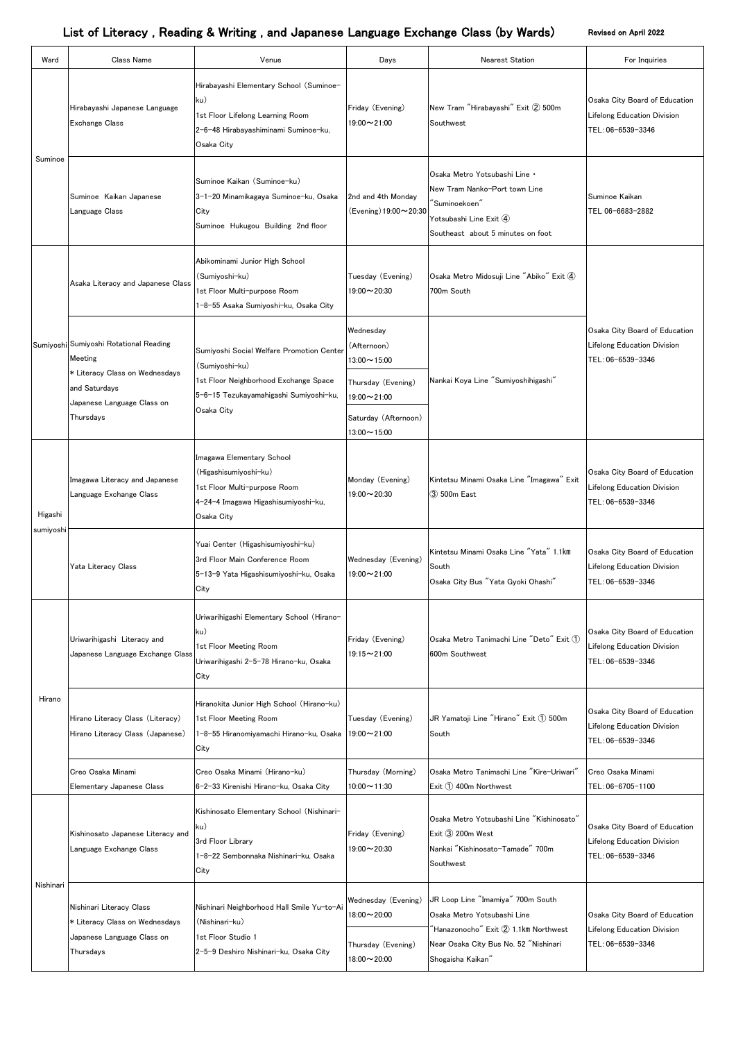# List of Literacy , Reading & Writing , and Japanese Language Exchange Class (by Wards)

Revised on April 2022

| Ward | Class Name | Venue | Days | Nearest Station | For Inquiries |
|---|---|---|---|---|---|
| Suminoe | Hirabayashi Japanese Language Exchange Class | Hirabayashi Elementary School (Suminoe-ku)<br>1st Floor Lifelong Learning Room<br>2-6-48 Hirabayashiminami Suminoe-ku, Osaka City | Friday (Evening)<br>19:00～21:00 | New Tram "Hirabayashi" Exit ② 500m Southwest | Osaka City Board of Education<br>Lifelong Education Division<br>TEL:06-6539-3346 |
| | Suminoe Kaikan Japanese Language Class | Suminoe Kaikan (Suminoe-ku)<br>3-1-20 Minamikagaya Suminoe-ku, Osaka City<br>Suminoe Hukugou Building 2nd floor | 2nd and 4th Monday<br>(Evening) 19:00～20:30 | Osaka Metro Yotsubashi Line・<br>New Tram Nanko-Port town Line<br>"Suminoekoen"<br>Yotsubashi Line Exit ④<br>Southeast about 5 minutes on foot | Suminoe Kaikan<br>TEL 06-6683-2882 |
| Sumiyoshi | Asaka Literacy and Japanese Class | Abikominami Junior High School (Sumiyoshi-ku)<br>1st Floor Multi-purpose Room<br>1-8-55 Asaka Sumiyoshi-ku, Osaka City | Tuesday (Evening)<br>19:00～20:30 | Osaka Metro Midosuji Line "Abiko" Exit ④ 700m South | Osaka City Board of Education<br>Lifelong Education Division<br>TEL:06-6539-3346 |
| | Sumiyoshi Rotational Reading Meeting<br>* Literacy Class on Wednesdays and Saturdays<br>Japanese Language Class on Thursdays | Sumiyoshi Social Welfare Promotion Center (Sumiyoshi-ku)<br>1st Floor Neighborhood Exchange Space<br>5-6-15 Tezukayamahigashi Sumiyoshi-ku, Osaka City | Wednesday (Afternoon)<br>13:00～15:00<br>Thursday (Evening)<br>19:00～21:00<br>Saturday (Afternoon)<br>13:00～15:00 | Nankai Koya Line "Sumiyoshihigashi" | |
| Higashi sumiyoshi | Imagawa Literacy and Japanese Language Exchange Class | Imagawa Elementary School (Higashisumiyoshi-ku)<br>1st Floor Multi-purpose Room<br>4-24-4 Imagawa Higashisumiyoshi-ku, Osaka City | Monday (Evening)<br>19:00～20:30 | Kintetsu Minami Osaka Line "Imagawa" Exit ③ 500m East | Osaka City Board of Education<br>Lifelong Education Division<br>TEL:06-6539-3346 |
| | Yata Literacy Class | Yuai Center (Higashisumiyoshi-ku)<br>3rd Floor Main Conference Room<br>5-13-9 Yata Higashisumiyoshi-ku, Osaka City | Wednesday (Evening)<br>19:00～21:00 | Kintetsu Minami Osaka Line "Yata" 1.1㎞ South<br>Osaka City Bus "Yata Gyoki Ohashi" | Osaka City Board of Education<br>Lifelong Education Division<br>TEL:06-6539-3346 |
| Hirano | Uriwarihigashi Literacy and Japanese Language Exchange Class | Uriwarihigashi Elementary School (Hirano-ku)<br>1st Floor Meeting Room<br>Uriwarihigashi 2-5-78 Hirano-ku, Osaka City | Friday (Evening)<br>19:15～21:00 | Osaka Metro Tanimachi Line "Deto" Exit ① 600m Southwest | Osaka City Board of Education<br>Lifelong Education Division<br>TEL:06-6539-3346 |
| | Hirano Literacy Class (Literacy)<br>Hirano Literacy Class (Japanese) | Hiranokita Junior High School (Hirano-ku)<br>1st Floor Meeting Room<br>1-8-55 Hiranomiyamachi Hirano-ku, Osaka City | Tuesday (Evening)<br>19:00～21:00 | JR Yamatoji Line "Hirano" Exit ① 500m South | Osaka City Board of Education<br>Lifelong Education Division<br>TEL:06-6539-3346 |
| | Creo Osaka Minami<br>Elementary Japanese Class | Creo Osaka Minami (Hirano-ku)<br>6-2-33 Kirenishi Hirano-ku, Osaka City | Thursday (Morning)<br>10:00～11:30 | Osaka Metro Tanimachi Line "Kire-Uriwari" Exit ① 400m Northwest | Creo Osaka Minami<br>TEL:06-6705-1100 |
| Nishinari | Kishinosato Japanese Literacy and Language Exchange Class | Kishinosato Elementary School (Nishinari-ku)<br>3rd Floor Library<br>1-8-22 Sembonnaka Nishinari-ku, Osaka City | Friday (Evening)<br>19:00～20:30 | Osaka Metro Yotsubashi Line "Kishinosato" Exit ③ 200m West<br>Nankai "Kishinosato-Tamade" 700m Southwest | Osaka City Board of Education<br>Lifelong Education Division<br>TEL:06-6539-3346 |
| | Nishinari Literacy Class<br>* Literacy Class on Wednesdays<br>Japanese Language Class on Thursdays | Nishinari Neighborhood Hall Smile Yu-to-Ai (Nishinari-ku)<br>1st Floor Studio 1<br>2-5-9 Deshiro Nishinari-ku, Osaka City | Wednesday (Evening)<br>18:00～20:00<br>Thursday (Evening)<br>18:00～20:00 | JR Loop Line "Imamiya" 700m South<br>Osaka Metro Yotsubashi Line "Hanazonocho" Exit ② 1.1㎞ Northwest<br>Near Osaka City Bus No. 52 "Nishinari Shogaisha Kaikan" | Osaka City Board of Education<br>Lifelong Education Division<br>TEL:06-6539-3346 |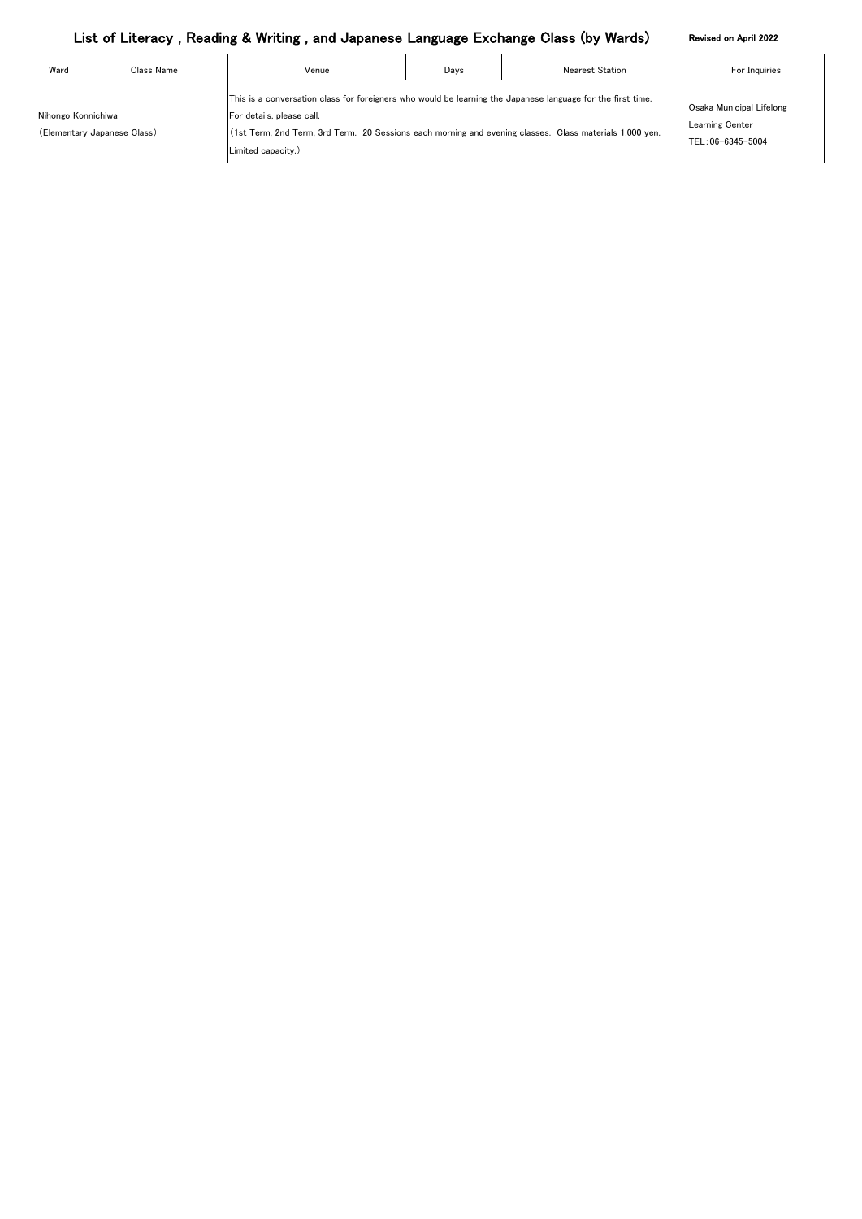# List of Literacy , Reading & Writing , and Japanese Language Exchange Class (by Wards)

Revised on April 2022

| Ward | Class Name | Venue | Days | Nearest Station | For Inquiries |
|---|---|---|---|---|---|
| Nihongo Konnichiwa (Elementary Japanese Class) | | This is a conversation class for foreigners who would be learning the Japanese language for the first time. For details, please call. (1st Term, 2nd Term, 3rd Term. 20 Sessions each morning and evening classes. Class materials 1,000 yen. Limited capacity.) | | | Osaka Municipal Lifelong Learning Center TEL：06-6345-5004 |